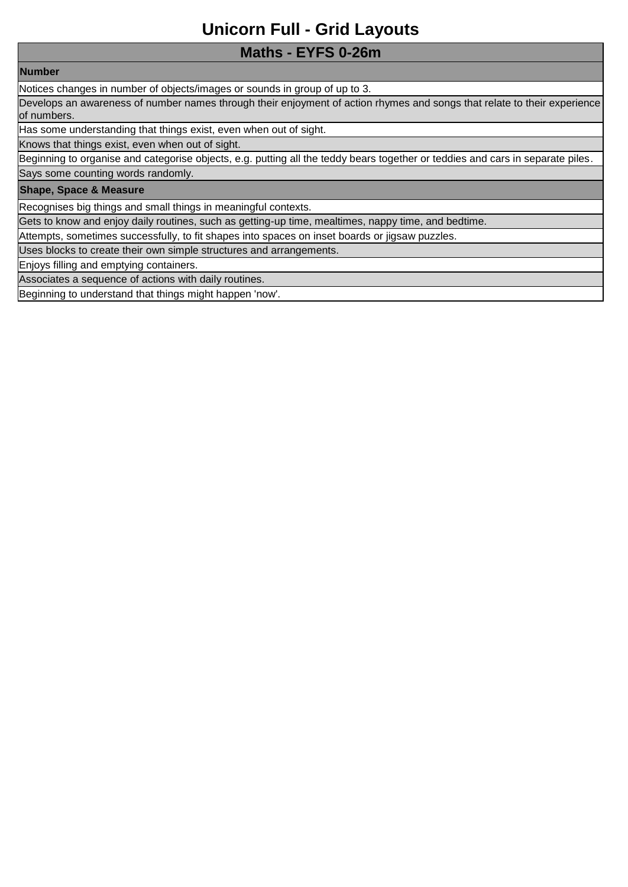# Unicorn Full - Grid Layouts

## Maths - EYFS 0-26m

| Number |
| --- |
| Notices changes in number of objects/images or sounds in group of up to 3. |
| Develops an awareness of number names through their enjoyment of action rhymes and songs that relate to their experience of numbers. |
| Has some understanding that things exist, even when out of sight. |
| Knows that things exist, even when out of sight. |
| Beginning to organise and categorise objects, e.g. putting all the teddy bears together or teddies and cars in separate piles. |
| Says some counting words randomly. |
| **Shape, Space & Measure** |
| Recognises big things and small things in meaningful contexts. |
| Gets to know and enjoy daily routines, such as getting-up time, mealtimes, nappy time, and bedtime. |
| Attempts, sometimes successfully, to fit shapes into spaces on inset boards or jigsaw puzzles. |
| Uses blocks to create their own simple structures and arrangements. |
| Enjoys filling and emptying containers. |
| Associates a sequence of actions with daily routines. |
| Beginning to understand that things might happen 'now'. |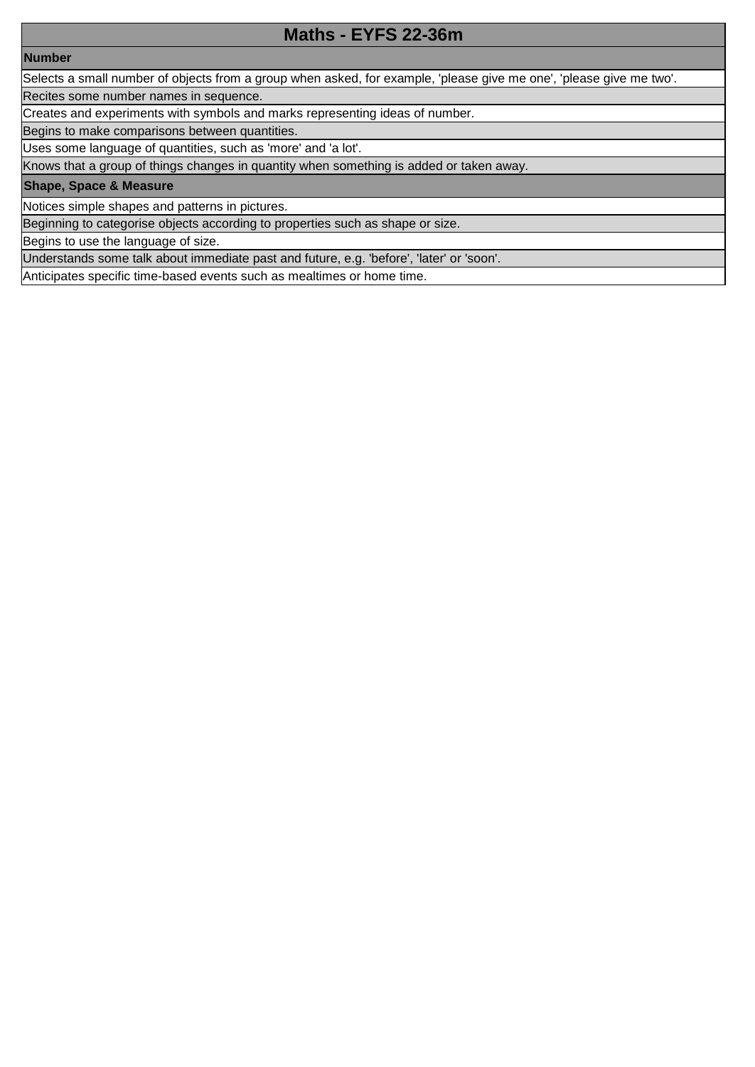# Maths - EYFS 22-36m

## Number

- Selects a small number of objects from a group when asked, for example, 'please give me one', 'please give me two'.
- Recites some number names in sequence.
- Creates and experiments with symbols and marks representing ideas of number.
- Begins to make comparisons between quantities.
- Uses some language of quantities, such as 'more' and 'a lot'.
- Knows that a group of things changes in quantity when something is added or taken away.

## Shape, Space & Measure

- Notices simple shapes and patterns in pictures.
- Beginning to categorise objects according to properties such as shape or size.
- Begins to use the language of size.
- Understands some talk about immediate past and future, e.g. 'before', 'later' or 'soon'.
- Anticipates specific time-based events such as mealtimes or home time.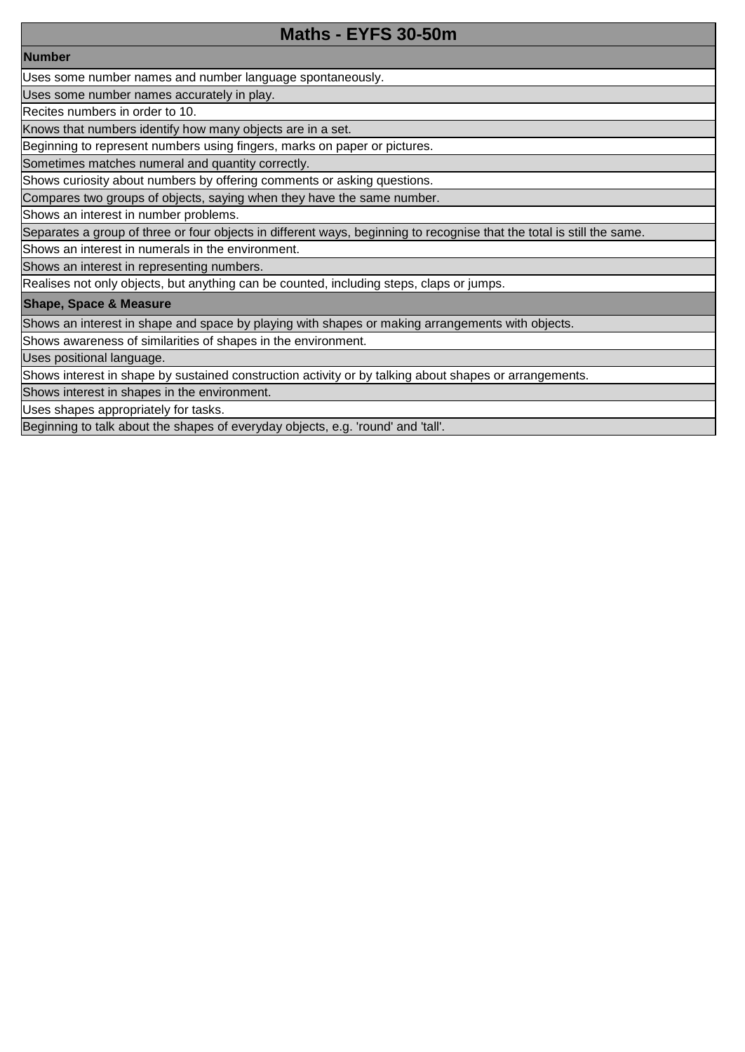# Maths - EYFS 30-50m

## Number

- Uses some number names and number language spontaneously.
- Uses some number names accurately in play.
- Recites numbers in order to 10.
- Knows that numbers identify how many objects are in a set.
- Beginning to represent numbers using fingers, marks on paper or pictures.
- Sometimes matches numeral and quantity correctly.
- Shows curiosity about numbers by offering comments or asking questions.
- Compares two groups of objects, saying when they have the same number.
- Shows an interest in number problems.
- Separates a group of three or four objects in different ways, beginning to recognise that the total is still the same.
- Shows an interest in numerals in the environment.
- Shows an interest in representing numbers.
- Realises not only objects, but anything can be counted, including steps, claps or jumps.

## Shape, Space & Measure

- Shows an interest in shape and space by playing with shapes or making arrangements with objects.
- Shows awareness of similarities of shapes in the environment.
- Uses positional language.
- Shows interest in shape by sustained construction activity or by talking about shapes or arrangements.
- Shows interest in shapes in the environment.
- Uses shapes appropriately for tasks.
- Beginning to talk about the shapes of everyday objects, e.g. 'round' and 'tall'.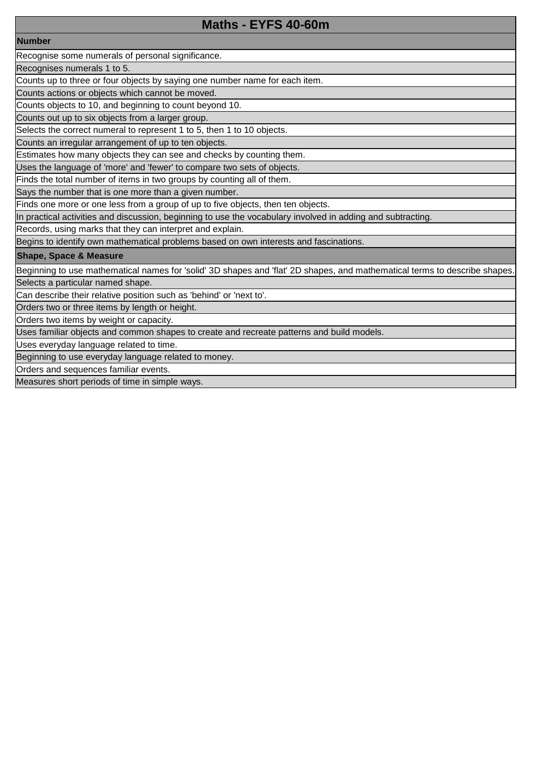| Maths - EYFS 40-60m |
|---|
| **Number** |
| Recognise some numerals of personal significance. |
| Recognises numerals 1 to 5. |
| Counts up to three or four objects by saying one number name for each item. |
| Counts actions or objects which cannot be moved. |
| Counts objects to 10, and beginning to count beyond 10. |
| Counts out up to six objects from a larger group. |
| Selects the correct numeral to represent 1 to 5, then 1 to 10 objects. |
| Counts an irregular arrangement of up to ten objects. |
| Estimates how many objects they can see and checks by counting them. |
| Uses the language of 'more' and 'fewer' to compare two sets of objects. |
| Finds the total number of items in two groups by counting all of them. |
| Says the number that is one more than a given number. |
| Finds one more or one less from a group of up to five objects, then ten objects. |
| In practical activities and discussion, beginning to use the vocabulary involved in adding and subtracting. |
| Records, using marks that they can interpret and explain. |
| Begins to identify own mathematical problems based on own interests and fascinations. |
| **Shape, Space & Measure** |
| Beginning to use mathematical names for 'solid' 3D shapes and 'flat' 2D shapes, and mathematical terms to describe shapes. |
| Selects a particular named shape. |
| Can describe their relative position such as 'behind' or 'next to'. |
| Orders two or three items by length or height. |
| Orders two items by weight or capacity. |
| Uses familiar objects and common shapes to create and recreate patterns and build models. |
| Uses everyday language related to time. |
| Beginning to use everyday language related to money. |
| Orders and sequences familiar events. |
| Measures short periods of time in simple ways. |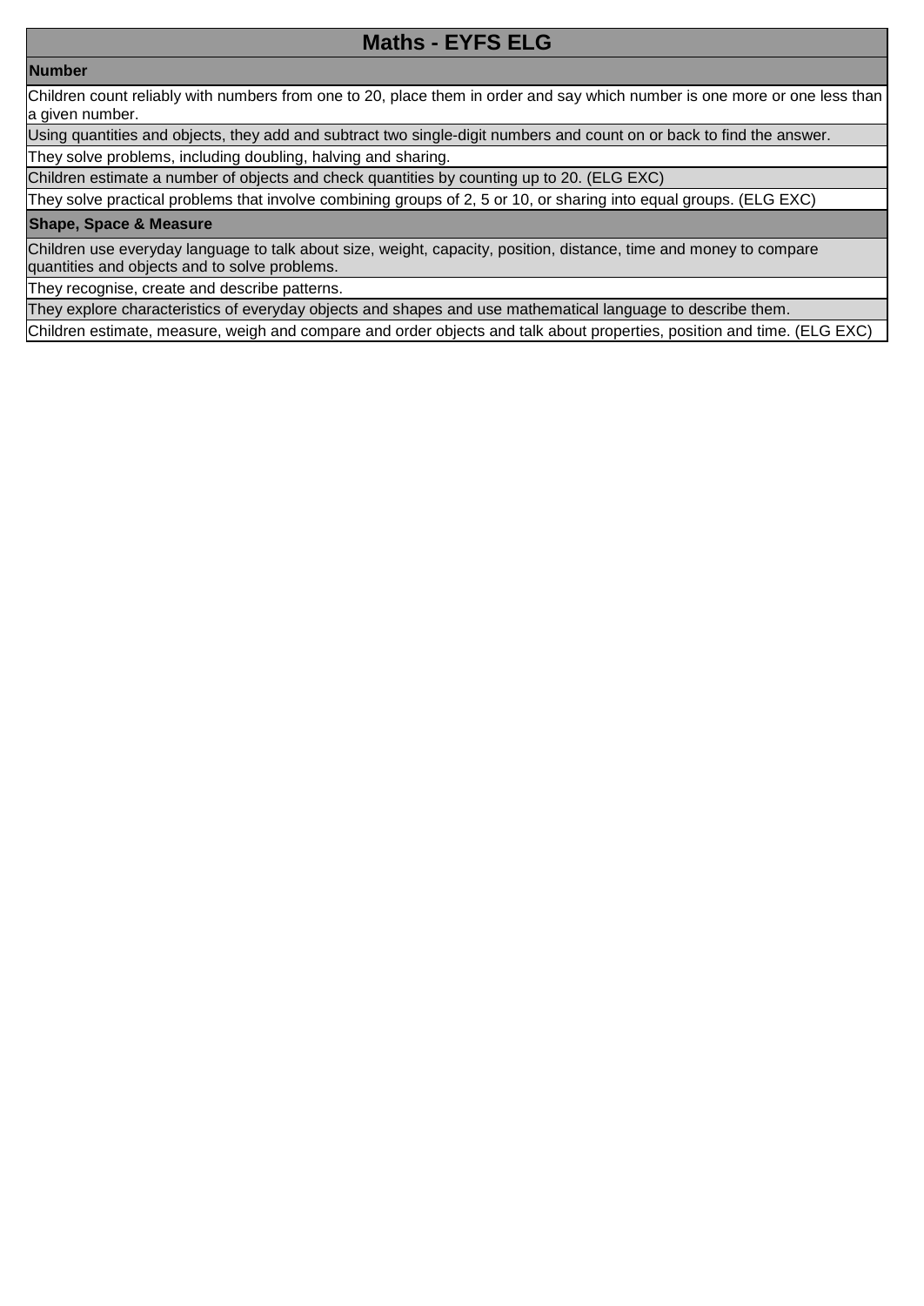# Maths - EYFS ELG

## Number

Children count reliably with numbers from one to 20, place them in order and say which number is one more or one less than a given number.

Using quantities and objects, they add and subtract two single-digit numbers and count on or back to find the answer.

They solve problems, including doubling, halving and sharing.

Children estimate a number of objects and check quantities by counting up to 20. (ELG EXC)

They solve practical problems that involve combining groups of 2, 5 or 10, or sharing into equal groups. (ELG EXC)

## Shape, Space & Measure

Children use everyday language to talk about size, weight, capacity, position, distance, time and money to compare quantities and objects and to solve problems.

They recognise, create and describe patterns.

They explore characteristics of everyday objects and shapes and use mathematical language to describe them.

Children estimate, measure, weigh and compare and order objects and talk about properties, position and time. (ELG EXC)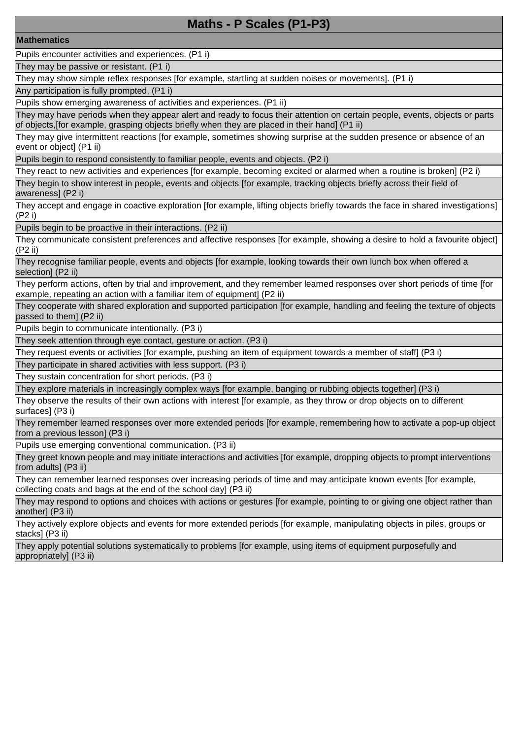| Maths - P Scales (P1-P3) |
|---|
| **Mathematics** |
| Pupils encounter activities and experiences. (P1 i) |
| They may be passive or resistant. (P1 i) |
| They may show simple reflex responses [for example, startling at sudden noises or movements]. (P1 i) |
| Any participation is fully prompted. (P1 i) |
| Pupils show emerging awareness of activities and experiences. (P1 ii) |
| They may have periods when they appear alert and ready to focus their attention on certain people, events, objects or parts of objects,[for example, grasping objects briefly when they are placed in their hand] (P1 ii) |
| They may give intermittent reactions [for example, sometimes showing surprise at the sudden presence or absence of an event or object] (P1 ii) |
| Pupils begin to respond consistently to familiar people, events and objects. (P2 i) |
| They react to new activities and experiences [for example, becoming excited or alarmed when a routine is broken] (P2 i) |
| They begin to show interest in people, events and objects [for example, tracking objects briefly across their field of awareness] (P2 i) |
| They accept and engage in coactive exploration [for example, lifting objects briefly towards the face in shared investigations] (P2 i) |
| Pupils begin to be proactive in their interactions. (P2 ii) |
| They communicate consistent preferences and affective responses [for example, showing a desire to hold a favourite object] (P2 ii) |
| They recognise familiar people, events and objects [for example, looking towards their own lunch box when offered a selection] (P2 ii) |
| They perform actions, often by trial and improvement, and they remember learned responses over short periods of time [for example, repeating an action with a familiar item of equipment] (P2 ii) |
| They cooperate with shared exploration and supported participation [for example, handling and feeling the texture of objects passed to them] (P2 ii) |
| Pupils begin to communicate intentionally. (P3 i) |
| They seek attention through eye contact, gesture or action. (P3 i) |
| They request events or activities [for example, pushing an item of equipment towards a member of staff] (P3 i) |
| They participate in shared activities with less support. (P3 i) |
| They sustain concentration for short periods. (P3 i) |
| They explore materials in increasingly complex ways [for example, banging or rubbing objects together] (P3 i) |
| They observe the results of their own actions with interest [for example, as they throw or drop objects on to different surfaces] (P3 i) |
| They remember learned responses over more extended periods [for example, remembering how to activate a pop-up object from a previous lesson] (P3 i) |
| Pupils use emerging conventional communication. (P3 ii) |
| They greet known people and may initiate interactions and activities [for example, dropping objects to prompt interventions from adults] (P3 ii) |
| They can remember learned responses over increasing periods of time and may anticipate known events [for example, collecting coats and bags at the end of the school day] (P3 ii) |
| They may respond to options and choices with actions or gestures [for example, pointing to or giving one object rather than another] (P3 ii) |
| They actively explore objects and events for more extended periods [for example, manipulating objects in piles, groups or stacks] (P3 ii) |
| They apply potential solutions systematically to problems [for example, using items of equipment purposefully and appropriately] (P3 ii) |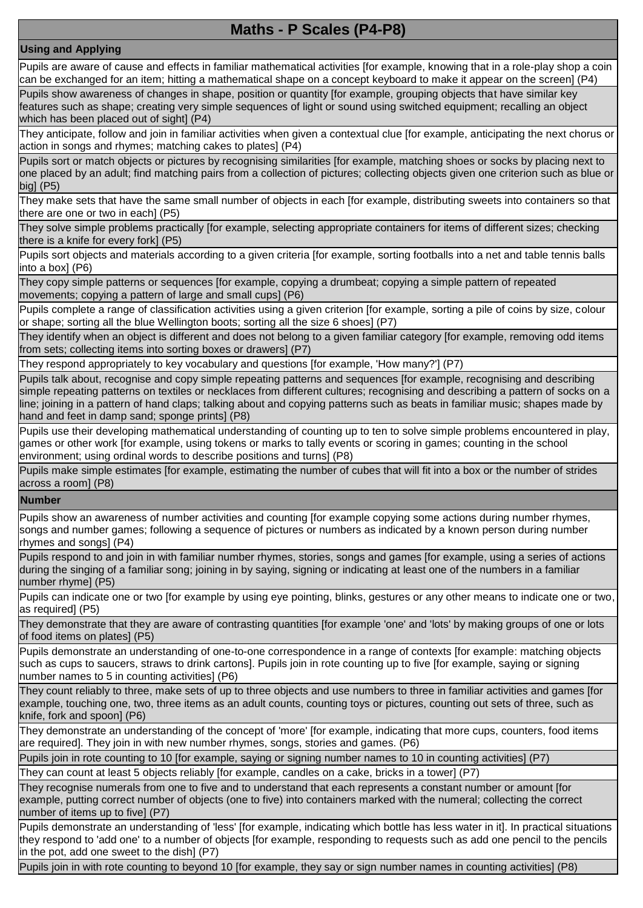# Maths - P Scales (P4-P8)

## Using and Applying

Pupils are aware of cause and effects in familiar mathematical activities [for example, knowing that in a role-play shop a coin can be exchanged for an item; hitting a mathematical shape on a concept keyboard to make it appear on the screen] (P4)

Pupils show awareness of changes in shape, position or quantity [for example, grouping objects that have similar key features such as shape; creating very simple sequences of light or sound using switched equipment; recalling an object which has been placed out of sight] (P4)

They anticipate, follow and join in familiar activities when given a contextual clue [for example, anticipating the next chorus or action in songs and rhymes; matching cakes to plates] (P4)

Pupils sort or match objects or pictures by recognising similarities [for example, matching shoes or socks by placing next to one placed by an adult; find matching pairs from a collection of pictures; collecting objects given one criterion such as blue or big] (P5)

They make sets that have the same small number of objects in each [for example, distributing sweets into containers so that there are one or two in each] (P5)

They solve simple problems practically [for example, selecting appropriate containers for items of different sizes; checking there is a knife for every fork] (P5)

Pupils sort objects and materials according to a given criteria [for example, sorting footballs into a net and table tennis balls into a box] (P6)

They copy simple patterns or sequences [for example, copying a drumbeat; copying a simple pattern of repeated movements; copying a pattern of large and small cups] (P6)

Pupils complete a range of classification activities using a given criterion [for example, sorting a pile of coins by size, colour or shape; sorting all the blue Wellington boots; sorting all the size 6 shoes] (P7)

They identify when an object is different and does not belong to a given familiar category [for example, removing odd items from sets; collecting items into sorting boxes or drawers] (P7)

They respond appropriately to key vocabulary and questions [for example, 'How many?'] (P7)

Pupils talk about, recognise and copy simple repeating patterns and sequences [for example, recognising and describing simple repeating patterns on textiles or necklaces from different cultures; recognising and describing a pattern of socks on a line; joining in a pattern of hand claps; talking about and copying patterns such as beats in familiar music; shapes made by hand and feet in damp sand; sponge prints] (P8)

Pupils use their developing mathematical understanding of counting up to ten to solve simple problems encountered in play, games or other work [for example, using tokens or marks to tally events or scoring in games; counting in the school environment; using ordinal words to describe positions and turns] (P8)

Pupils make simple estimates [for example, estimating the number of cubes that will fit into a box or the number of strides across a room] (P8)

## Number

Pupils show an awareness of number activities and counting [for example copying some actions during number rhymes, songs and number games; following a sequence of pictures or numbers as indicated by a known person during number rhymes and songs] (P4)

Pupils respond to and join in with familiar number rhymes, stories, songs and games [for example, using a series of actions during the singing of a familiar song; joining in by saying, signing or indicating at least one of the numbers in a familiar number rhyme] (P5)

Pupils can indicate one or two [for example by using eye pointing, blinks, gestures or any other means to indicate one or two, as required] (P5)

They demonstrate that they are aware of contrasting quantities [for example 'one' and 'lots' by making groups of one or lots of food items on plates] (P5)

Pupils demonstrate an understanding of one-to-one correspondence in a range of contexts [for example: matching objects such as cups to saucers, straws to drink cartons]. Pupils join in rote counting up to five [for example, saying or signing number names to 5 in counting activities] (P6)

They count reliably to three, make sets of up to three objects and use numbers to three in familiar activities and games [for example, touching one, two, three items as an adult counts, counting toys or pictures, counting out sets of three, such as knife, fork and spoon] (P6)

They demonstrate an understanding of the concept of 'more' [for example, indicating that more cups, counters, food items are required]. They join in with new number rhymes, songs, stories and games. (P6)

Pupils join in rote counting to 10 [for example, saying or signing number names to 10 in counting activities] (P7)

They can count at least 5 objects reliably [for example, candles on a cake, bricks in a tower] (P7)

They recognise numerals from one to five and to understand that each represents a constant number or amount [for example, putting correct number of objects (one to five) into containers marked with the numeral; collecting the correct number of items up to five] (P7)

Pupils demonstrate an understanding of 'less' [for example, indicating which bottle has less water in it]. In practical situations they respond to 'add one' to a number of objects [for example, responding to requests such as add one pencil to the pencils in the pot, add one sweet to the dish] (P7)

Pupils join in with rote counting to beyond 10 [for example, they say or sign number names in counting activities] (P8)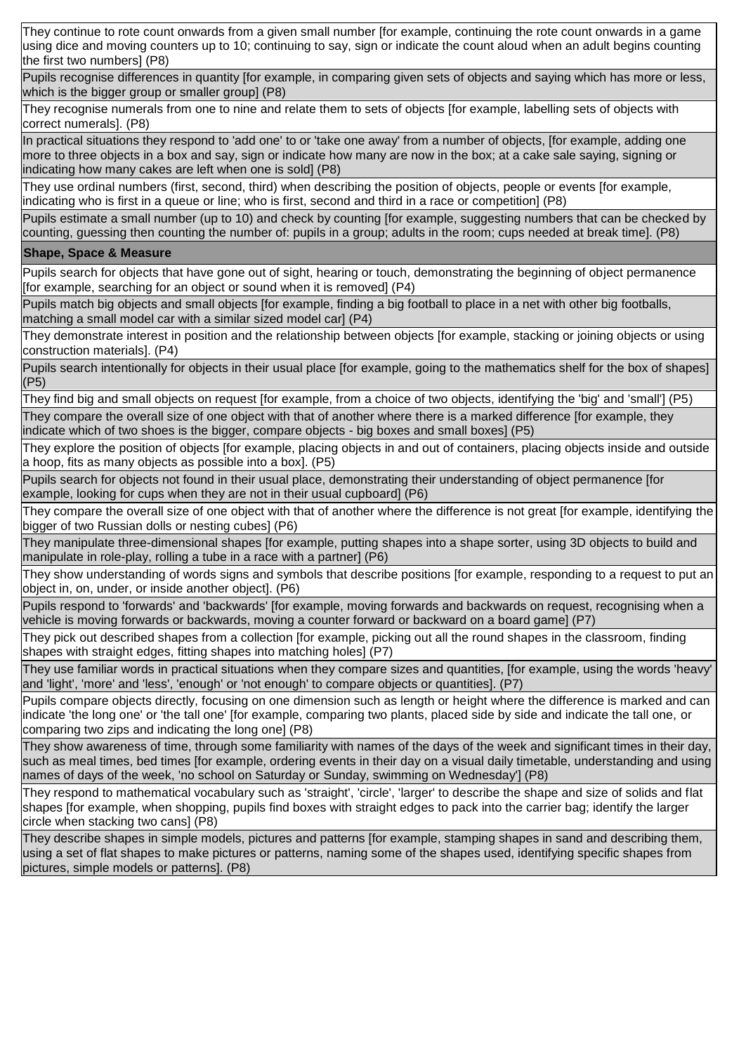| |
|---|
| They continue to rote count onwards from a given small number [for example, continuing the rote count onwards in a game using dice and moving counters up to 10; continuing to say, sign or indicate the count aloud when an adult begins counting the first two numbers] (P8) |
| Pupils recognise differences in quantity [for example, in comparing given sets of objects and saying which has more or less, which is the bigger group or smaller group] (P8) |
| They recognise numerals from one to nine and relate them to sets of objects [for example, labelling sets of objects with correct numerals]. (P8) |
| In practical situations they respond to 'add one' to or 'take one away' from a number of objects, [for example, adding one more to three objects in a box and say, sign or indicate how many are now in the box; at a cake sale saying, signing or indicating how many cakes are left when one is sold] (P8) |
| They use ordinal numbers (first, second, third) when describing the position of objects, people or events [for example, indicating who is first in a queue or line; who is first, second and third in a race or competition] (P8) |
| Pupils estimate a small number (up to 10) and check by counting [for example, suggesting numbers that can be checked by counting, guessing then counting the number of: pupils in a group; adults in the room; cups needed at break time]. (P8) |
| **Shape, Space & Measure** |
| Pupils search for objects that have gone out of sight, hearing or touch, demonstrating the beginning of object permanence [for example, searching for an object or sound when it is removed] (P4) |
| Pupils match big objects and small objects [for example, finding a big football to place in a net with other big footballs, matching a small model car with a similar sized model car] (P4) |
| They demonstrate interest in position and the relationship between objects [for example, stacking or joining objects or using construction materials]. (P4) |
| Pupils search intentionally for objects in their usual place [for example, going to the mathematics shelf for the box of shapes] (P5) |
| They find big and small objects on request [for example, from a choice of two objects, identifying the 'big' and 'small'] (P5) |
| They compare the overall size of one object with that of another where there is a marked difference [for example, they indicate which of two shoes is the bigger, compare objects - big boxes and small boxes] (P5) |
| They explore the position of objects [for example, placing objects in and out of containers, placing objects inside and outside a hoop, fits as many objects as possible into a box]. (P5) |
| Pupils search for objects not found in their usual place, demonstrating their understanding of object permanence [for example, looking for cups when they are not in their usual cupboard] (P6) |
| They compare the overall size of one object with that of another where the difference is not great [for example, identifying the bigger of two Russian dolls or nesting cubes] (P6) |
| They manipulate three-dimensional shapes [for example, putting shapes into a shape sorter, using 3D objects to build and manipulate in role-play, rolling a tube in a race with a partner] (P6) |
| They show understanding of words signs and symbols that describe positions [for example, responding to a request to put an object in, on, under, or inside another object]. (P6) |
| Pupils respond to 'forwards' and 'backwards' [for example, moving forwards and backwards on request, recognising when a vehicle is moving forwards or backwards, moving a counter forward or backward on a board game] (P7) |
| They pick out described shapes from a collection [for example, picking out all the round shapes in the classroom, finding shapes with straight edges, fitting shapes into matching holes] (P7) |
| They use familiar words in practical situations when they compare sizes and quantities, [for example, using the words 'heavy' and 'light', 'more' and 'less', 'enough' or 'not enough' to compare objects or quantities]. (P7) |
| Pupils compare objects directly, focusing on one dimension such as length or height where the difference is marked and can indicate 'the long one' or 'the tall one' [for example, comparing two plants, placed side by side and indicate the tall one, or comparing two zips and indicating the long one] (P8) |
| They show awareness of time, through some familiarity with names of the days of the week and significant times in their day, such as meal times, bed times [for example, ordering events in their day on a visual daily timetable, understanding and using names of days of the week, 'no school on Saturday or Sunday, swimming on Wednesday'] (P8) |
| They respond to mathematical vocabulary such as 'straight', 'circle', 'larger' to describe the shape and size of solids and flat shapes [for example, when shopping, pupils find boxes with straight edges to pack into the carrier bag; identify the larger circle when stacking two cans] (P8) |
| They describe shapes in simple models, pictures and patterns [for example, stamping shapes in sand and describing them, using a set of flat shapes to make pictures or patterns, naming some of the shapes used, identifying specific shapes from pictures, simple models or patterns]. (P8) |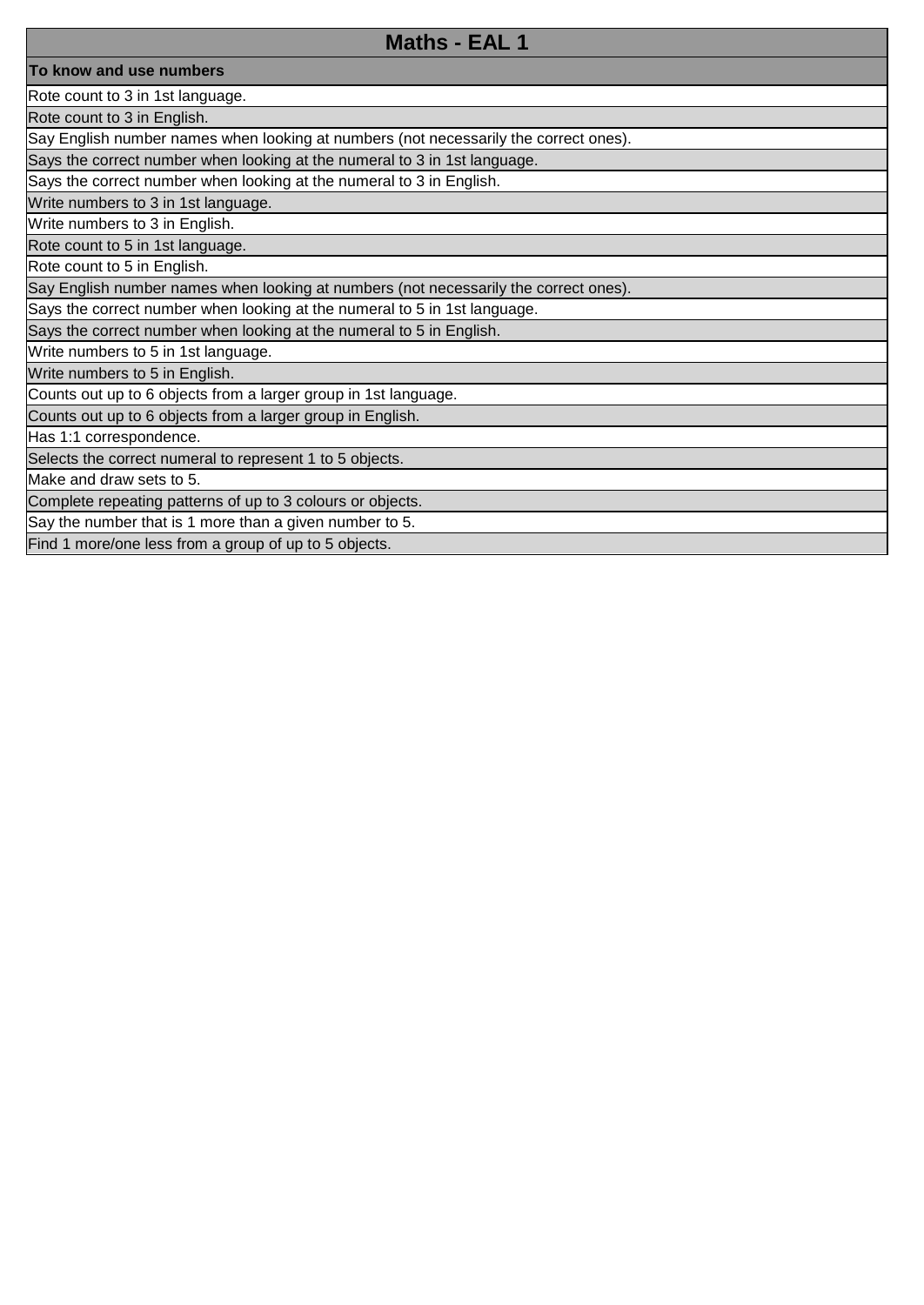| Maths - EAL 1 |
|---|
| **To know and use numbers** |
| Rote count to 3 in 1st language. |
| Rote count to 3 in English. |
| Say English number names when looking at numbers (not necessarily the correct ones). |
| Says the correct number when looking at the numeral to 3 in 1st language. |
| Says the correct number when looking at the numeral to 3 in English. |
| Write numbers to 3 in 1st language. |
| Write numbers to 3 in English. |
| Rote count to 5 in 1st language. |
| Rote count to 5 in English. |
| Say English number names when looking at numbers (not necessarily the correct ones). |
| Says the correct number when looking at the numeral to 5 in 1st language. |
| Says the correct number when looking at the numeral to 5 in English. |
| Write numbers to 5 in 1st language. |
| Write numbers to 5 in English. |
| Counts out up to 6 objects from a larger group in 1st language. |
| Counts out up to 6 objects from a larger group in English. |
| Has 1:1 correspondence. |
| Selects the correct numeral to represent 1 to 5 objects. |
| Make and draw sets to 5. |
| Complete repeating patterns of up to 3 colours or objects. |
| Say the number that is 1 more than a given number to 5. |
| Find 1 more/one less from a group of up to 5 objects. |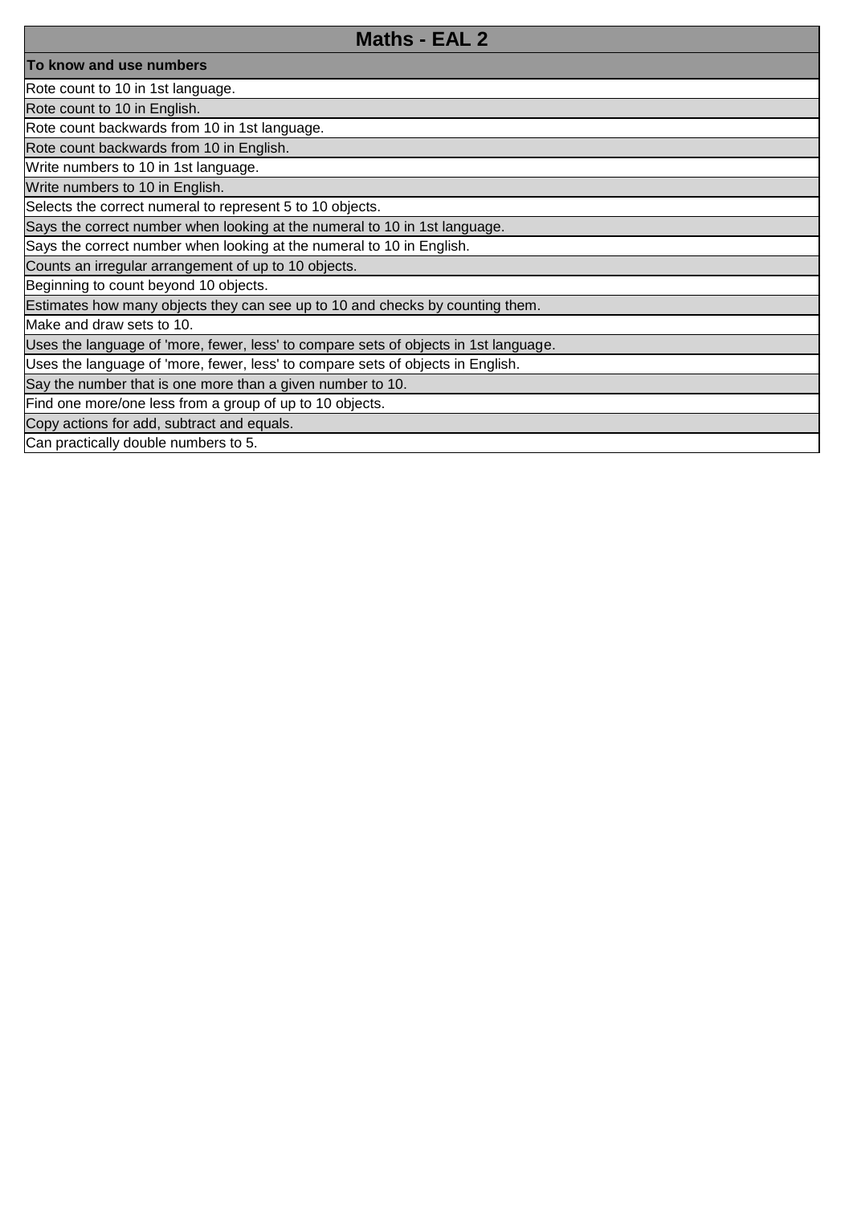| Maths - EAL 2 |
| --- |
| **To know and use numbers** |
| Rote count to 10 in 1st language. |
| Rote count to 10 in English. |
| Rote count backwards from 10 in 1st language. |
| Rote count backwards from 10 in English. |
| Write numbers to 10 in 1st language. |
| Write numbers to 10 in English. |
| Selects the correct numeral to represent 5 to 10 objects. |
| Says the correct number when looking at the numeral to 10 in 1st language. |
| Says the correct number when looking at the numeral to 10 in English. |
| Counts an irregular arrangement of up to 10 objects. |
| Beginning to count beyond 10 objects. |
| Estimates how many objects they can see up to 10 and checks by counting them. |
| Make and draw sets to 10. |
| Uses the language of 'more, fewer, less' to compare sets of objects in 1st language. |
| Uses the language of 'more, fewer, less' to compare sets of objects in English. |
| Say the number that is one more than a given number to 10. |
| Find one more/one less from a group of up to 10 objects. |
| Copy actions for add, subtract and equals. |
| Can practically double numbers to 5. |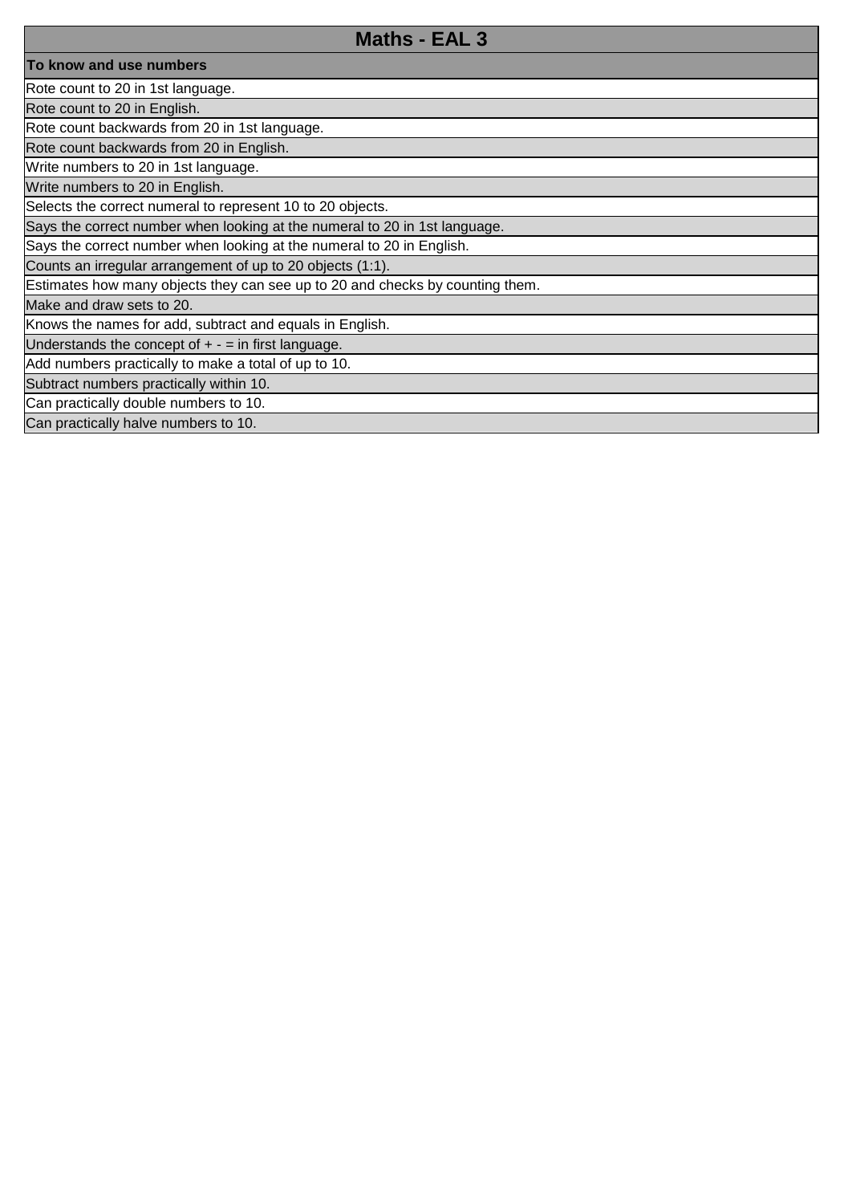# Maths - EAL 3

| To know and use numbers |
|---|
| Rote count to 20 in 1st language. |
| Rote count to 20 in English. |
| Rote count backwards from 20 in 1st language. |
| Rote count backwards from 20 in English. |
| Write numbers to 20 in 1st language. |
| Write numbers to 20 in English. |
| Selects the correct numeral to represent 10 to 20 objects. |
| Says the correct number when looking at the numeral to 20 in 1st language. |
| Says the correct number when looking at the numeral to 20 in English. |
| Counts an irregular arrangement of up to 20 objects (1:1). |
| Estimates how many objects they can see up to 20 and checks by counting them. |
| Make and draw sets to 20. |
| Knows the names for add, subtract and equals in English. |
| Understands the concept of + - = in first language. |
| Add numbers practically to make a total of up to 10. |
| Subtract numbers practically within 10. |
| Can practically double numbers to 10. |
| Can practically halve numbers to 10. |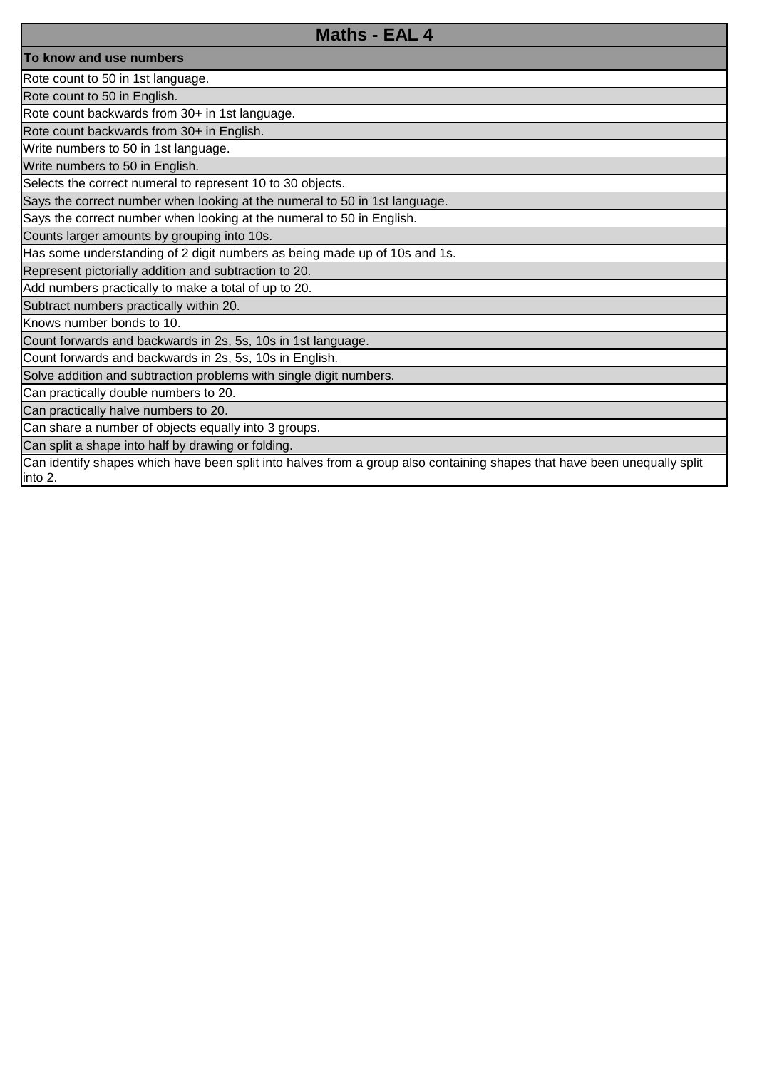| Maths - EAL 4 |
|---|
| **To know and use numbers** |
| Rote count to 50 in 1st language. |
| Rote count to 50 in English. |
| Rote count backwards from 30+ in 1st language. |
| Rote count backwards from 30+ in English. |
| Write numbers to 50 in 1st language. |
| Write numbers to 50 in English. |
| Selects the correct numeral to represent 10 to 30 objects. |
| Says the correct number when looking at the numeral to 50 in 1st language. |
| Says the correct number when looking at the numeral to 50 in English. |
| Counts larger amounts by grouping into 10s. |
| Has some understanding of 2 digit numbers as being made up of 10s and 1s. |
| Represent pictorially addition and subtraction to 20. |
| Add numbers practically to make a total of up to 20. |
| Subtract numbers practically within 20. |
| Knows number bonds to 10. |
| Count forwards and backwards in 2s, 5s, 10s in 1st language. |
| Count forwards and backwards in 2s, 5s, 10s in English. |
| Solve addition and subtraction problems with single digit numbers. |
| Can practically double numbers to 20. |
| Can practically halve numbers to 20. |
| Can share a number of objects equally into 3 groups. |
| Can split a shape into half by drawing or folding. |
| Can identify shapes which have been split into halves from a group also containing shapes that have been unequally split into 2. |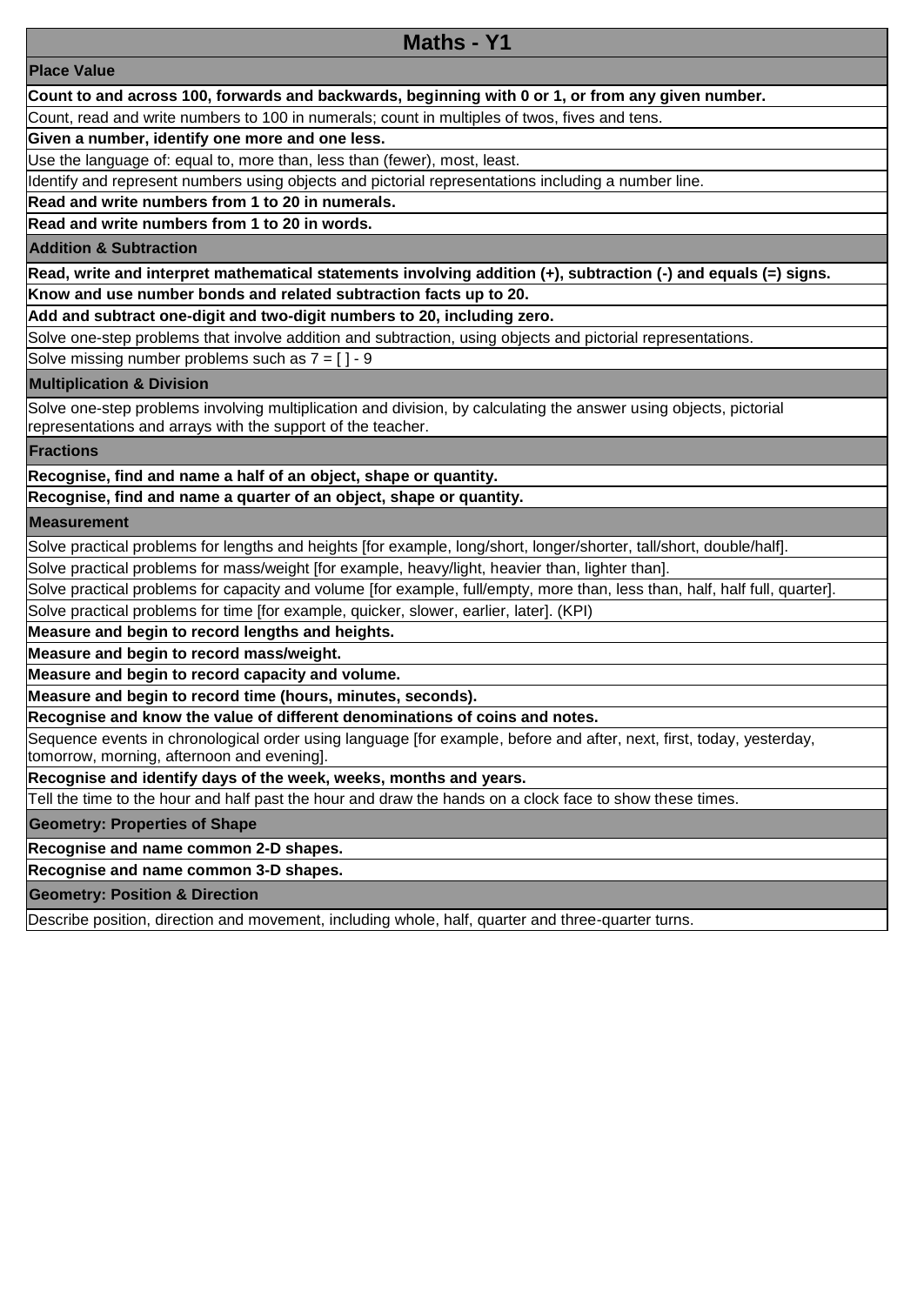# Maths - Y1

## Place Value

**Count to and across 100, forwards and backwards, beginning with 0 or 1, or from any given number.**

Count, read and write numbers to 100 in numerals; count in multiples of twos, fives and tens.

**Given a number, identify one more and one less.**

Use the language of: equal to, more than, less than (fewer), most, least.

Identify and represent numbers using objects and pictorial representations including a number line.

**Read and write numbers from 1 to 20 in numerals.**

**Read and write numbers from 1 to 20 in words.**

## Addition & Subtraction

**Read, write and interpret mathematical statements involving addition (+), subtraction (-) and equals (=) signs.**

**Know and use number bonds and related subtraction facts up to 20.**

**Add and subtract one-digit and two-digit numbers to 20, including zero.**

Solve one-step problems that involve addition and subtraction, using objects and pictorial representations.

Solve missing number problems such as 7 = [ ] - 9

## Multiplication & Division

Solve one-step problems involving multiplication and division, by calculating the answer using objects, pictorial representations and arrays with the support of the teacher.

## Fractions

**Recognise, find and name a half of an object, shape or quantity.**

**Recognise, find and name a quarter of an object, shape or quantity.**

## Measurement

Solve practical problems for lengths and heights [for example, long/short, longer/shorter, tall/short, double/half].

Solve practical problems for mass/weight [for example, heavy/light, heavier than, lighter than].

Solve practical problems for capacity and volume [for example, full/empty, more than, less than, half, half full, quarter].

Solve practical problems for time [for example, quicker, slower, earlier, later]. (KPI)

**Measure and begin to record lengths and heights.**

**Measure and begin to record mass/weight.**

**Measure and begin to record capacity and volume.**

**Measure and begin to record time (hours, minutes, seconds).**

**Recognise and know the value of different denominations of coins and notes.**

Sequence events in chronological order using language [for example, before and after, next, first, today, yesterday, tomorrow, morning, afternoon and evening].

**Recognise and identify days of the week, weeks, months and years.**

Tell the time to the hour and half past the hour and draw the hands on a clock face to show these times.

## Geometry: Properties of Shape

**Recognise and name common 2-D shapes.**

**Recognise and name common 3-D shapes.**

## Geometry: Position & Direction

Describe position, direction and movement, including whole, half, quarter and three-quarter turns.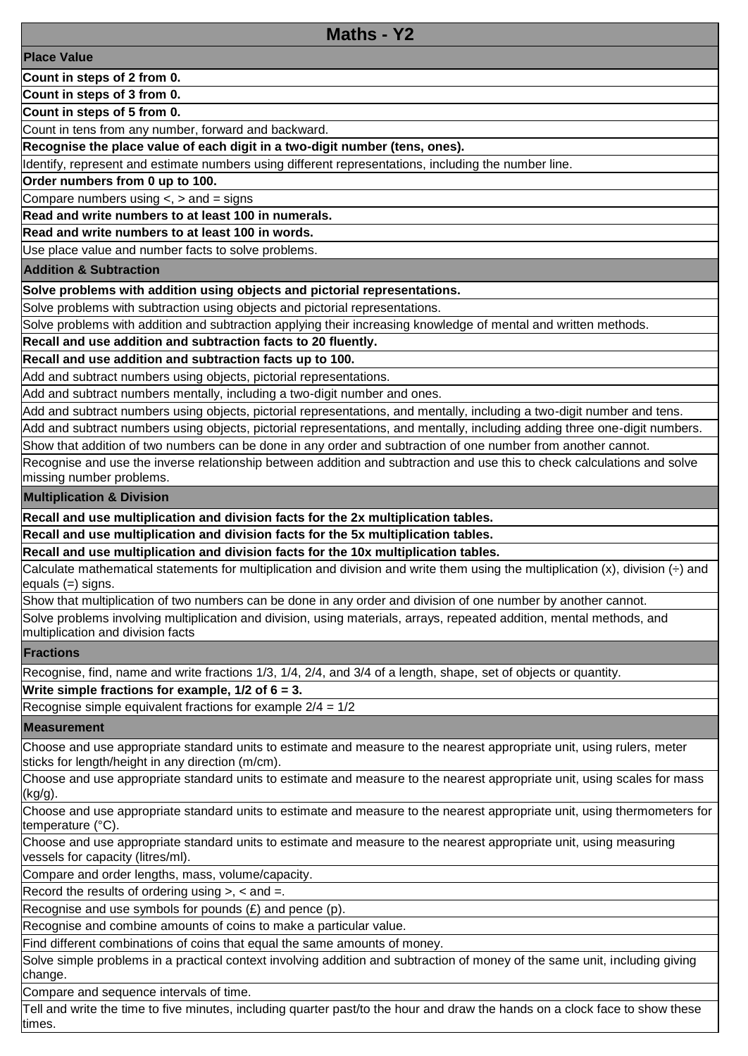# Maths - Y2

## Place Value

**Count in steps of 2 from 0.**

**Count in steps of 3 from 0.**

**Count in steps of 5 from 0.**

Count in tens from any number, forward and backward.

**Recognise the place value of each digit in a two-digit number (tens, ones).**

Identify, represent and estimate numbers using different representations, including the number line.

**Order numbers from 0 up to 100.**

Compare numbers using <, > and = signs

**Read and write numbers to at least 100 in numerals.**

**Read and write numbers to at least 100 in words.**

Use place value and number facts to solve problems.

## Addition & Subtraction

**Solve problems with addition using objects and pictorial representations.**

Solve problems with subtraction using objects and pictorial representations.

Solve problems with addition and subtraction applying their increasing knowledge of mental and written methods.

**Recall and use addition and subtraction facts to 20 fluently.**

**Recall and use addition and subtraction facts up to 100.**

Add and subtract numbers using objects, pictorial representations.

Add and subtract numbers mentally, including a two-digit number and ones.

Add and subtract numbers using objects, pictorial representations, and mentally, including a two-digit number and tens.

Add and subtract numbers using objects, pictorial representations, and mentally, including adding three one-digit numbers.

Show that addition of two numbers can be done in any order and subtraction of one number from another cannot.

Recognise and use the inverse relationship between addition and subtraction and use this to check calculations and solve missing number problems.

## Multiplication & Division

**Recall and use multiplication and division facts for the 2x multiplication tables.**

**Recall and use multiplication and division facts for the 5x multiplication tables.**

**Recall and use multiplication and division facts for the 10x multiplication tables.**

Calculate mathematical statements for multiplication and division and write them using the multiplication (x), division (÷) and equals (=) signs.

Show that multiplication of two numbers can be done in any order and division of one number by another cannot.

Solve problems involving multiplication and division, using materials, arrays, repeated addition, mental methods, and multiplication and division facts

## Fractions

Recognise, find, name and write fractions 1/3, 1/4, 2/4, and 3/4 of a length, shape, set of objects or quantity.

**Write simple fractions for example, 1/2 of 6 = 3.**

Recognise simple equivalent fractions for example 2/4 = 1/2

## Measurement

Choose and use appropriate standard units to estimate and measure to the nearest appropriate unit, using rulers, meter sticks for length/height in any direction (m/cm).

Choose and use appropriate standard units to estimate and measure to the nearest appropriate unit, using scales for mass (kg/g).

Choose and use appropriate standard units to estimate and measure to the nearest appropriate unit, using thermometers for temperature (°C).

Choose and use appropriate standard units to estimate and measure to the nearest appropriate unit, using measuring vessels for capacity (litres/ml).

Compare and order lengths, mass, volume/capacity.

Record the results of ordering using >, < and =.

Recognise and use symbols for pounds (£) and pence (p).

Recognise and combine amounts of coins to make a particular value.

Find different combinations of coins that equal the same amounts of money.

Solve simple problems in a practical context involving addition and subtraction of money of the same unit, including giving change.

Compare and sequence intervals of time.

Tell and write the time to five minutes, including quarter past/to the hour and draw the hands on a clock face to show these times.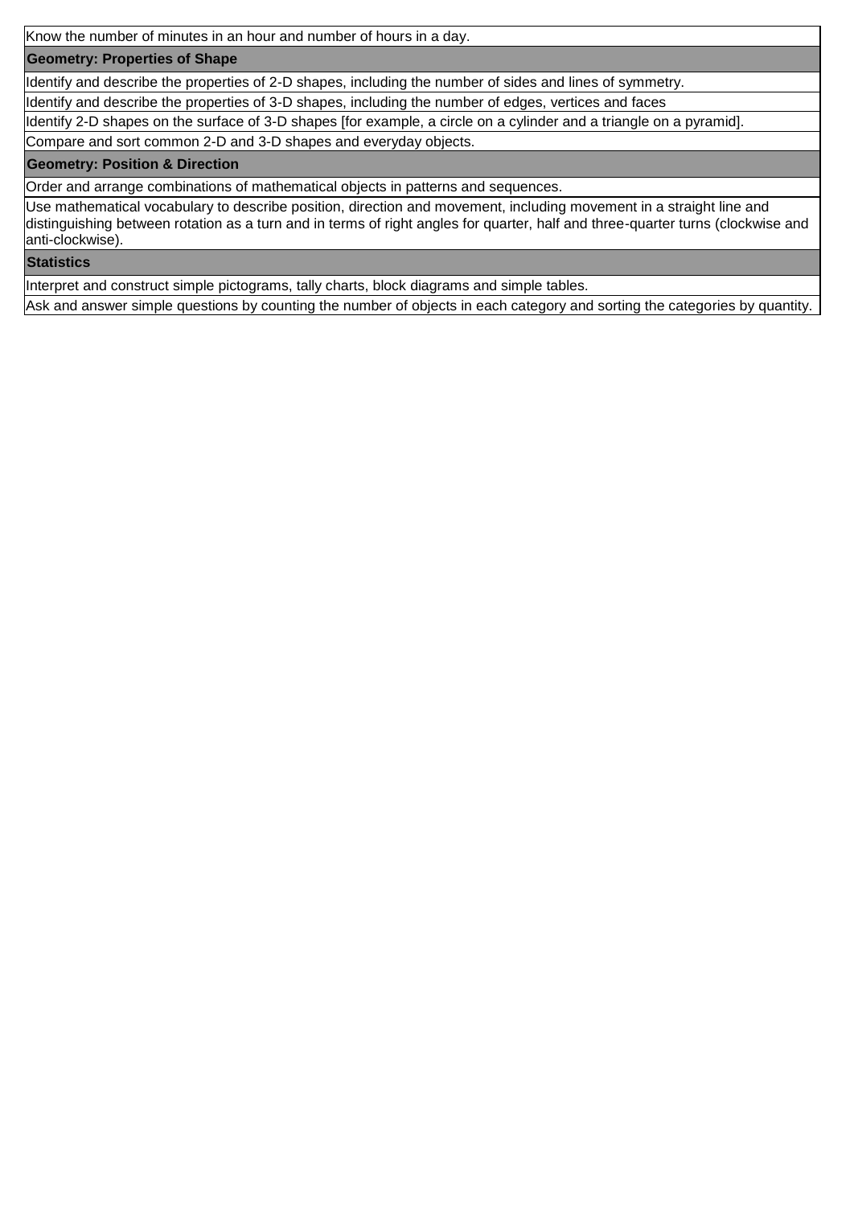| Know the number of minutes in an hour and number of hours in a day. |
|---|
| **Geometry: Properties of Shape** |
| Identify and describe the properties of 2-D shapes, including the number of sides and lines of symmetry. |
| Identify and describe the properties of 3-D shapes, including the number of edges, vertices and faces |
| Identify 2-D shapes on the surface of 3-D shapes [for example, a circle on a cylinder and a triangle on a pyramid]. |
| Compare and sort common 2-D and 3-D shapes and everyday objects. |
| **Geometry: Position & Direction** |
| Order and arrange combinations of mathematical objects in patterns and sequences. |
| Use mathematical vocabulary to describe position, direction and movement, including movement in a straight line and distinguishing between rotation as a turn and in terms of right angles for quarter, half and three-quarter turns (clockwise and anti-clockwise). |
| **Statistics** |
| Interpret and construct simple pictograms, tally charts, block diagrams and simple tables. |
| Ask and answer simple questions by counting the number of objects in each category and sorting the categories by quantity. |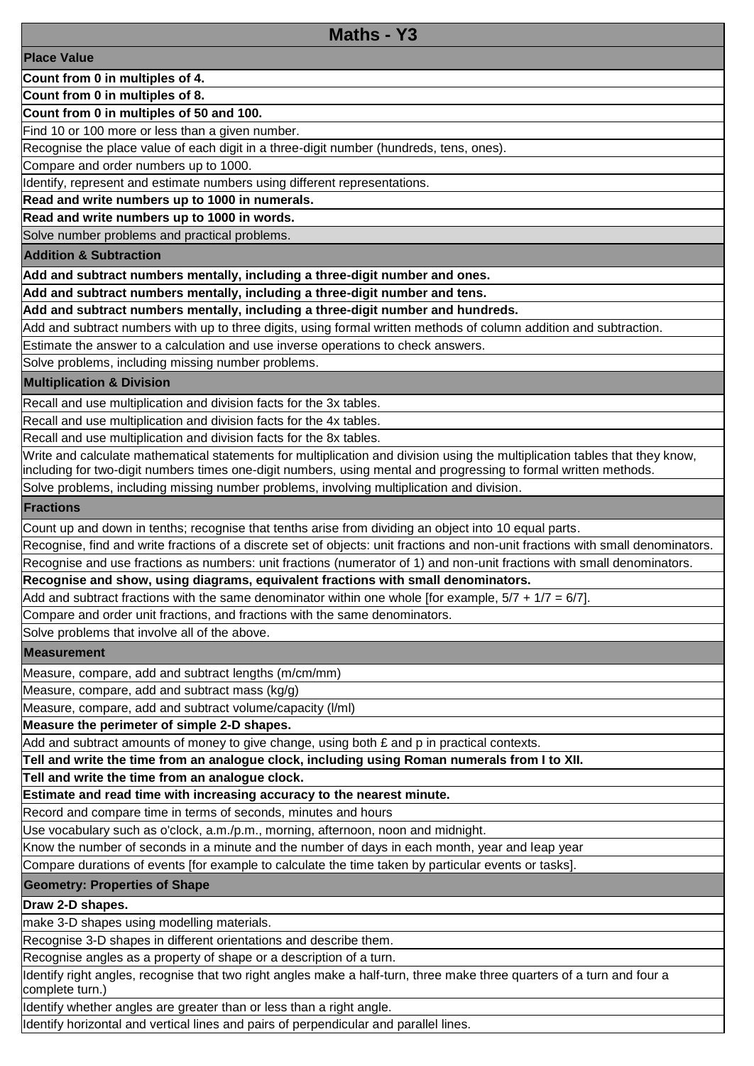# Maths - Y3

## Place Value

**Count from 0 in multiples of 4.**

**Count from 0 in multiples of 8.**

**Count from 0 in multiples of 50 and 100.**

Find 10 or 100 more or less than a given number.

Recognise the place value of each digit in a three-digit number (hundreds, tens, ones).

Compare and order numbers up to 1000.

Identify, represent and estimate numbers using different representations.

**Read and write numbers up to 1000 in numerals.**

**Read and write numbers up to 1000 in words.**

Solve number problems and practical problems.

## Addition & Subtraction

**Add and subtract numbers mentally, including a three-digit number and ones.**

**Add and subtract numbers mentally, including a three-digit number and tens.**

**Add and subtract numbers mentally, including a three-digit number and hundreds.**

Add and subtract numbers with up to three digits, using formal written methods of column addition and subtraction.

Estimate the answer to a calculation and use inverse operations to check answers.

Solve problems, including missing number problems.

## Multiplication & Division

Recall and use multiplication and division facts for the 3x tables.

Recall and use multiplication and division facts for the 4x tables.

Recall and use multiplication and division facts for the 8x tables.

Write and calculate mathematical statements for multiplication and division using the multiplication tables that they know, including for two-digit numbers times one-digit numbers, using mental and progressing to formal written methods.

Solve problems, including missing number problems, involving multiplication and division.

## Fractions

Count up and down in tenths; recognise that tenths arise from dividing an object into 10 equal parts.

Recognise, find and write fractions of a discrete set of objects: unit fractions and non-unit fractions with small denominators.

Recognise and use fractions as numbers: unit fractions (numerator of 1) and non-unit fractions with small denominators.

**Recognise and show, using diagrams, equivalent fractions with small denominators.**

Add and subtract fractions with the same denominator within one whole [for example, $5/7 + 1/7 = 6/7$].

Compare and order unit fractions, and fractions with the same denominators.

Solve problems that involve all of the above.

## Measurement

Measure, compare, add and subtract lengths (m/cm/mm)

Measure, compare, add and subtract mass (kg/g)

Measure, compare, add and subtract volume/capacity (l/ml)

**Measure the perimeter of simple 2-D shapes.**

Add and subtract amounts of money to give change, using both £ and p in practical contexts.

**Tell and write the time from an analogue clock, including using Roman numerals from I to XII.**

**Tell and write the time from an analogue clock.**

**Estimate and read time with increasing accuracy to the nearest minute.**

Record and compare time in terms of seconds, minutes and hours

Use vocabulary such as o'clock, a.m./p.m., morning, afternoon, noon and midnight.

Know the number of seconds in a minute and the number of days in each month, year and leap year

Compare durations of events [for example to calculate the time taken by particular events or tasks].

## Geometry: Properties of Shape

**Draw 2-D shapes.**

make 3-D shapes using modelling materials.

Recognise 3-D shapes in different orientations and describe them.

Recognise angles as a property of shape or a description of a turn.

Identify right angles, recognise that two right angles make a half-turn, three make three quarters of a turn and four a complete turn.)

Identify whether angles are greater than or less than a right angle.

Identify horizontal and vertical lines and pairs of perpendicular and parallel lines.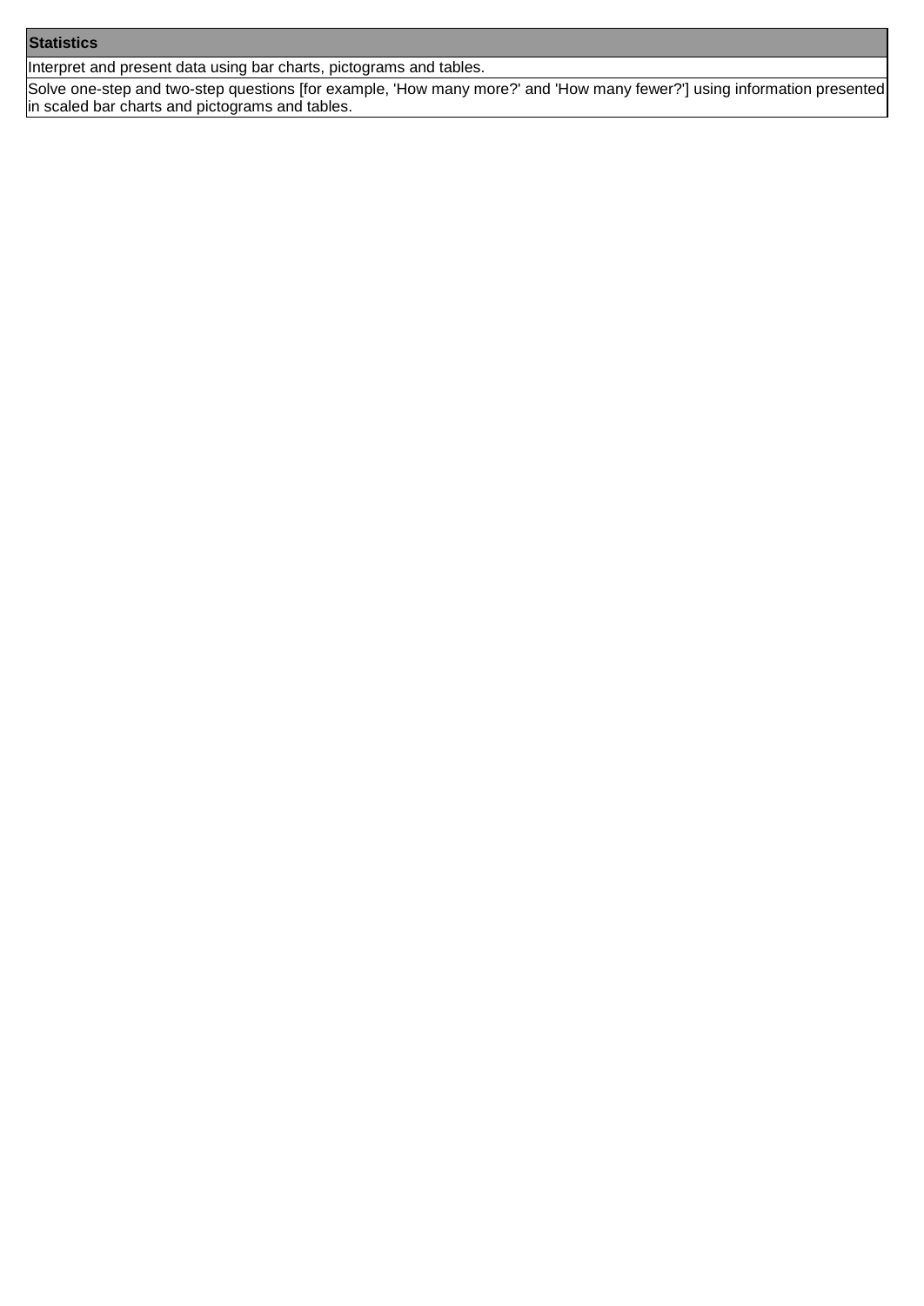| Statistics |
| --- |
| Interpret and present data using bar charts, pictograms and tables. |
| Solve one-step and two-step questions [for example, 'How many more?' and 'How many fewer?'] using information presented in scaled bar charts and pictograms and tables. |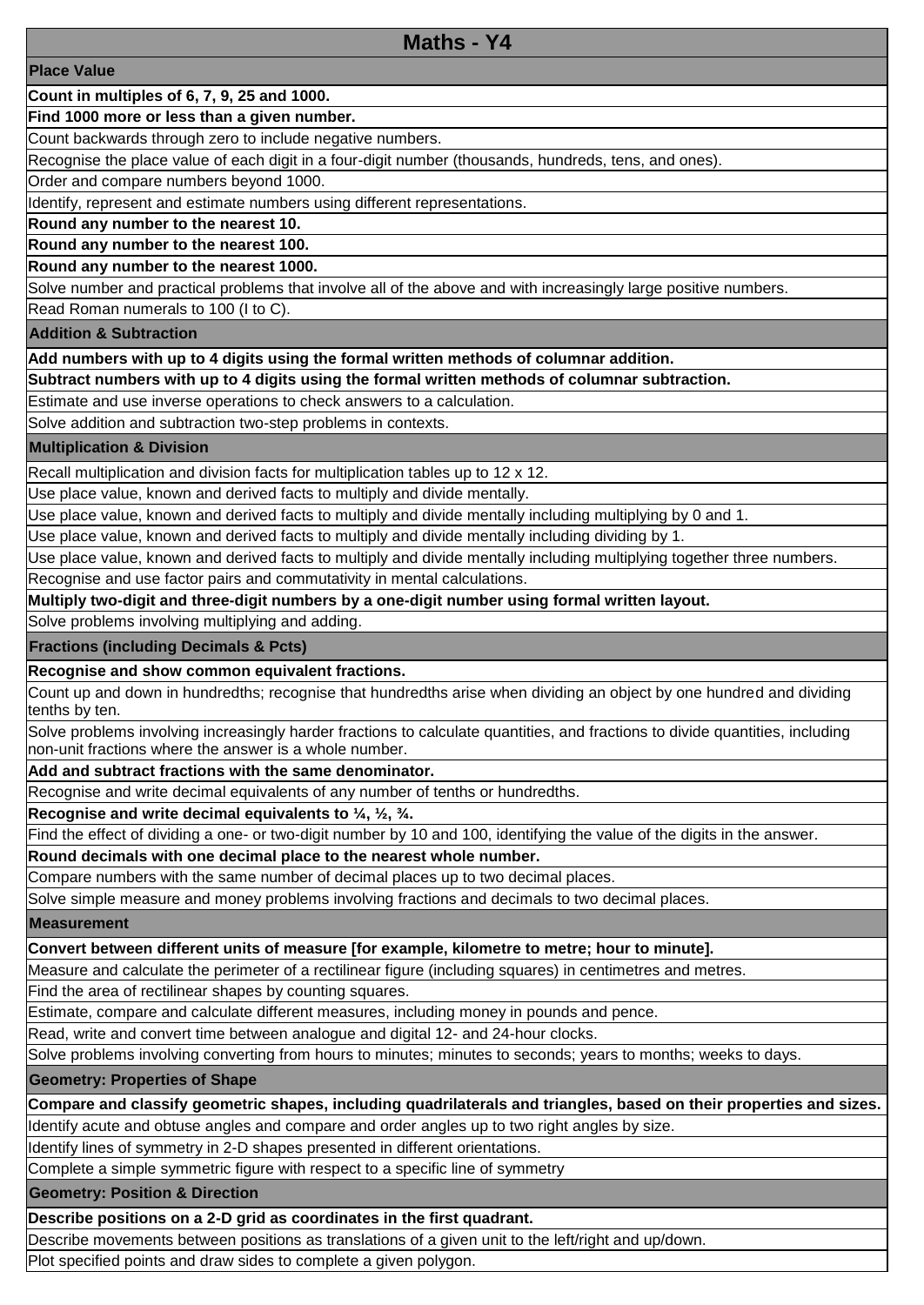# Maths - Y4

## Place Value

**Count in multiples of 6, 7, 9, 25 and 1000.**

**Find 1000 more or less than a given number.**

Count backwards through zero to include negative numbers.

Recognise the place value of each digit in a four-digit number (thousands, hundreds, tens, and ones).

Order and compare numbers beyond 1000.

Identify, represent and estimate numbers using different representations.

**Round any number to the nearest 10.**

**Round any number to the nearest 100.**

**Round any number to the nearest 1000.**

Solve number and practical problems that involve all of the above and with increasingly large positive numbers.

Read Roman numerals to 100 (I to C).

## Addition & Subtraction

**Add numbers with up to 4 digits using the formal written methods of columnar addition.**

**Subtract numbers with up to 4 digits using the formal written methods of columnar subtraction.**

Estimate and use inverse operations to check answers to a calculation.

Solve addition and subtraction two-step problems in contexts.

## Multiplication & Division

Recall multiplication and division facts for multiplication tables up to 12 x 12.

Use place value, known and derived facts to multiply and divide mentally.

Use place value, known and derived facts to multiply and divide mentally including multiplying by 0 and 1.

Use place value, known and derived facts to multiply and divide mentally including dividing by 1.

Use place value, known and derived facts to multiply and divide mentally including multiplying together three numbers.

Recognise and use factor pairs and commutativity in mental calculations.

**Multiply two-digit and three-digit numbers by a one-digit number using formal written layout.**

Solve problems involving multiplying and adding.

## Fractions (including Decimals & Pcts)

**Recognise and show common equivalent fractions.**

Count up and down in hundredths; recognise that hundredths arise when dividing an object by one hundred and dividing tenths by ten.

Solve problems involving increasingly harder fractions to calculate quantities, and fractions to divide quantities, including non-unit fractions where the answer is a whole number.

**Add and subtract fractions with the same denominator.**

Recognise and write decimal equivalents of any number of tenths or hundredths.

**Recognise and write decimal equivalents to ¼, ½, ¾.**

Find the effect of dividing a one- or two-digit number by 10 and 100, identifying the value of the digits in the answer.

**Round decimals with one decimal place to the nearest whole number.**

Compare numbers with the same number of decimal places up to two decimal places.

Solve simple measure and money problems involving fractions and decimals to two decimal places.

## Measurement

**Convert between different units of measure [for example, kilometre to metre; hour to minute].**

Measure and calculate the perimeter of a rectilinear figure (including squares) in centimetres and metres.

Find the area of rectilinear shapes by counting squares.

Estimate, compare and calculate different measures, including money in pounds and pence.

Read, write and convert time between analogue and digital 12- and 24-hour clocks.

Solve problems involving converting from hours to minutes; minutes to seconds; years to months; weeks to days.

## Geometry: Properties of Shape

**Compare and classify geometric shapes, including quadrilaterals and triangles, based on their properties and sizes.**

Identify acute and obtuse angles and compare and order angles up to two right angles by size.

Identify lines of symmetry in 2-D shapes presented in different orientations.

Complete a simple symmetric figure with respect to a specific line of symmetry

## Geometry: Position & Direction

**Describe positions on a 2-D grid as coordinates in the first quadrant.**

Describe movements between positions as translations of a given unit to the left/right and up/down.

Plot specified points and draw sides to complete a given polygon.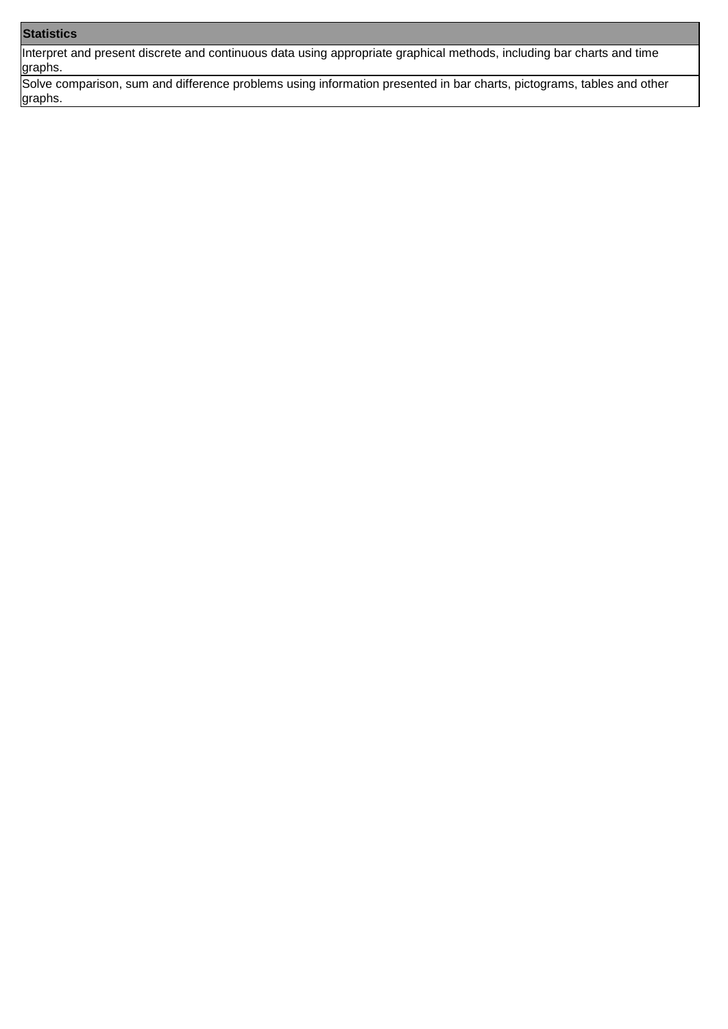| Statistics |
| --- |
| Interpret and present discrete and continuous data using appropriate graphical methods, including bar charts and time graphs. |
| Solve comparison, sum and difference problems using information presented in bar charts, pictograms, tables and other graphs. |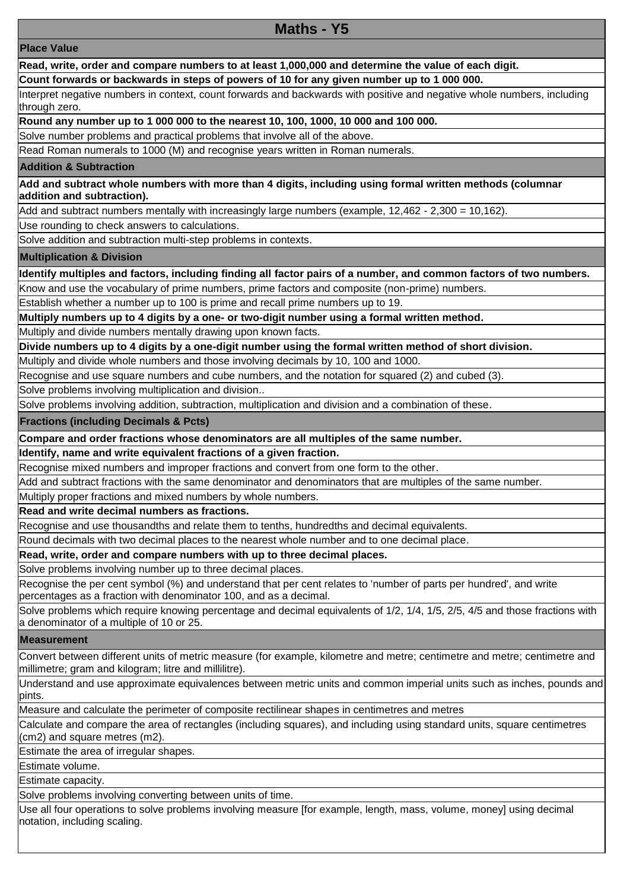# Maths - Y5

## Place Value

**Read, write, order and compare numbers to at least 1,000,000 and determine the value of each digit.**

**Count forwards or backwards in steps of powers of 10 for any given number up to 1 000 000.**

Interpret negative numbers in context, count forwards and backwards with positive and negative whole numbers, including through zero.

**Round any number up to 1 000 000 to the nearest 10, 100, 1000, 10 000 and 100 000.**

Solve number problems and practical problems that involve all of the above.

Read Roman numerals to 1000 (M) and recognise years written in Roman numerals.

## Addition & Subtraction

**Add and subtract whole numbers with more than 4 digits, including using formal written methods (columnar addition and subtraction).**

Add and subtract numbers mentally with increasingly large numbers (example, 12,462 - 2,300 = 10,162).

Use rounding to check answers to calculations.

Solve addition and subtraction multi-step problems in contexts.

## Multiplication & Division

**Identify multiples and factors, including finding all factor pairs of a number, and common factors of two numbers.**

Know and use the vocabulary of prime numbers, prime factors and composite (non-prime) numbers.

Establish whether a number up to 100 is prime and recall prime numbers up to 19.

**Multiply numbers up to 4 digits by a one- or two-digit number using a formal written method.**

Multiply and divide numbers mentally drawing upon known facts.

**Divide numbers up to 4 digits by a one-digit number using the formal written method of short division.**

Multiply and divide whole numbers and those involving decimals by 10, 100 and 1000.

Recognise and use square numbers and cube numbers, and the notation for squared (2) and cubed (3).

Solve problems involving multiplication and division..

Solve problems involving addition, subtraction, multiplication and division and a combination of these.

## Fractions (including Decimals & Pcts)

**Compare and order fractions whose denominators are all multiples of the same number.**

**Identify, name and write equivalent fractions of a given fraction.**

Recognise mixed numbers and improper fractions and convert from one form to the other.

Add and subtract fractions with the same denominator and denominators that are multiples of the same number.

Multiply proper fractions and mixed numbers by whole numbers.

**Read and write decimal numbers as fractions.**

Recognise and use thousandths and relate them to tenths, hundredths and decimal equivalents.

Round decimals with two decimal places to the nearest whole number and to one decimal place.

**Read, write, order and compare numbers with up to three decimal places.**

Solve problems involving number up to three decimal places.

Recognise the per cent symbol (%) and understand that per cent relates to 'number of parts per hundred', and write percentages as a fraction with denominator 100, and as a decimal.

Solve problems which require knowing percentage and decimal equivalents of 1/2, 1/4, 1/5, 2/5, 4/5 and those fractions with a denominator of a multiple of 10 or 25.

## Measurement

Convert between different units of metric measure (for example, kilometre and metre; centimetre and metre; centimetre and millimetre; gram and kilogram; litre and millilitre).

Understand and use approximate equivalences between metric units and common imperial units such as inches, pounds and pints.

Measure and calculate the perimeter of composite rectilinear shapes in centimetres and metres

Calculate and compare the area of rectangles (including squares), and including using standard units, square centimetres (cm2) and square metres (m2).

Estimate the area of irregular shapes.

Estimate volume.

Estimate capacity.

Solve problems involving converting between units of time.

Use all four operations to solve problems involving measure [for example, length, mass, volume, money] using decimal notation, including scaling.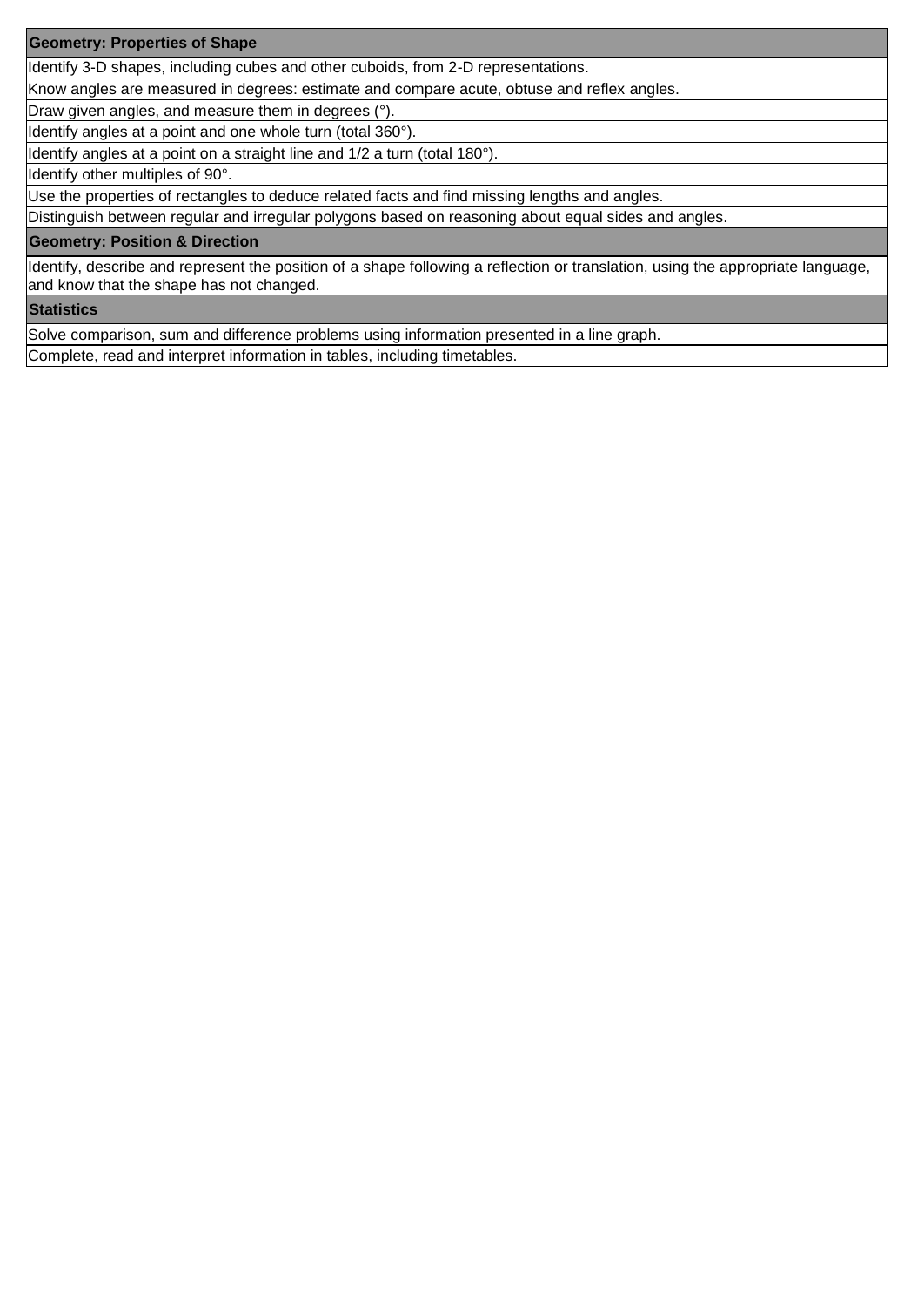| Geometry: Properties of Shape |
| --- |
| Identify 3-D shapes, including cubes and other cuboids, from 2-D representations. |
| Know angles are measured in degrees: estimate and compare acute, obtuse and reflex angles. |
| Draw given angles, and measure them in degrees (°). |
| Identify angles at a point and one whole turn (total 360°). |
| Identify angles at a point on a straight line and 1/2 a turn (total 180°). |
| Identify other multiples of 90°. |
| Use the properties of rectangles to deduce related facts and find missing lengths and angles. |
| Distinguish between regular and irregular polygons based on reasoning about equal sides and angles. |
| **Geometry: Position & Direction** |
| Identify, describe and represent the position of a shape following a reflection or translation, using the appropriate language, and know that the shape has not changed. |
| **Statistics** |
| Solve comparison, sum and difference problems using information presented in a line graph. |
| Complete, read and interpret information in tables, including timetables. |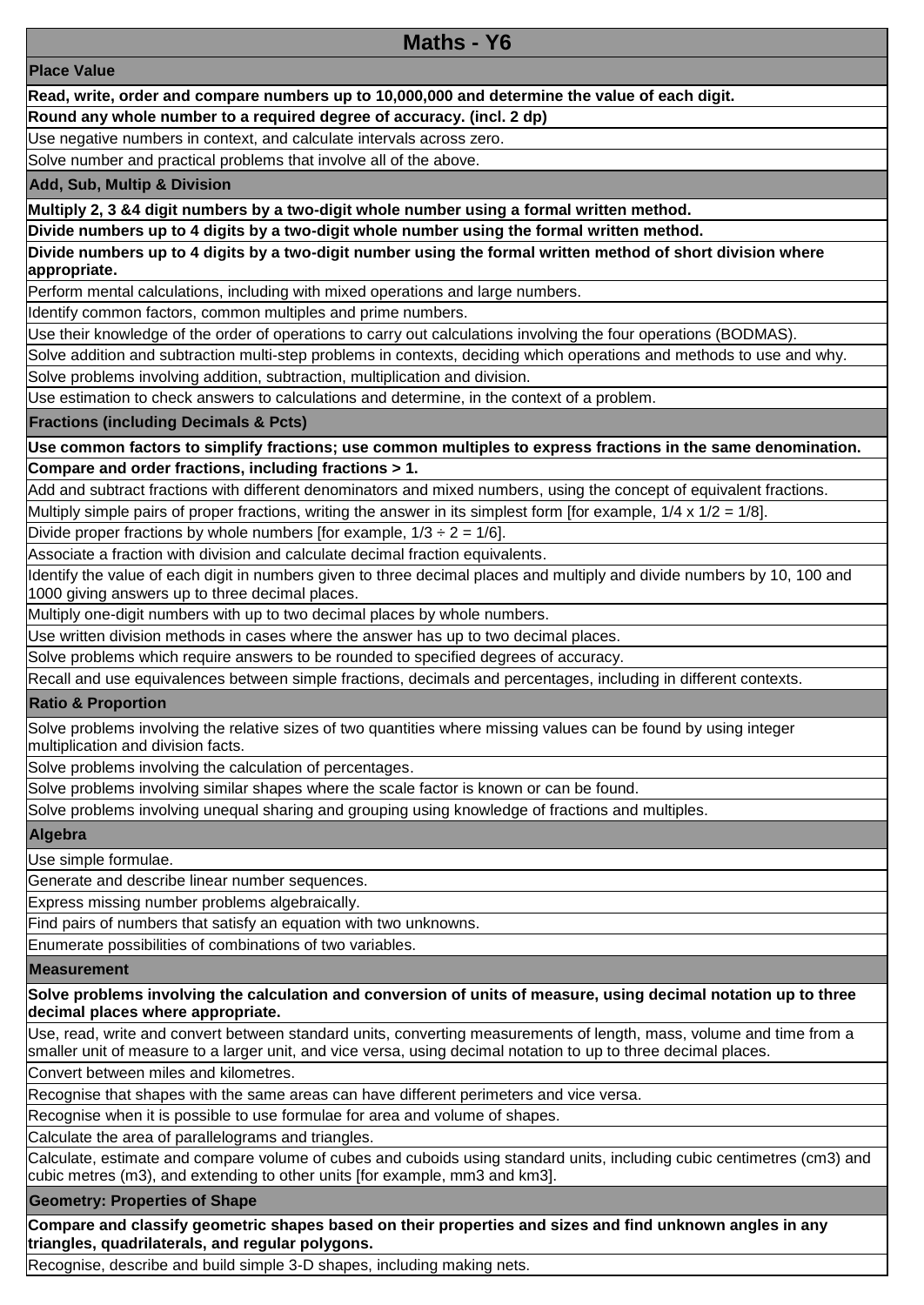# Maths - Y6

## Place Value

**Read, write, order and compare numbers up to 10,000,000 and determine the value of each digit.**

**Round any whole number to a required degree of accuracy. (incl. 2 dp)**

Use negative numbers in context, and calculate intervals across zero.

Solve number and practical problems that involve all of the above.

## Add, Sub, Multip & Division

**Multiply 2, 3 &4 digit numbers by a two-digit whole number using a formal written method.**

**Divide numbers up to 4 digits by a two-digit whole number using the formal written method.**

**Divide numbers up to 4 digits by a two-digit number using the formal written method of short division where appropriate.**

Perform mental calculations, including with mixed operations and large numbers.

Identify common factors, common multiples and prime numbers.

Use their knowledge of the order of operations to carry out calculations involving the four operations (BODMAS).

Solve addition and subtraction multi-step problems in contexts, deciding which operations and methods to use and why.

Solve problems involving addition, subtraction, multiplication and division.

Use estimation to check answers to calculations and determine, in the context of a problem.

## Fractions (including Decimals & Pcts)

**Use common factors to simplify fractions; use common multiples to express fractions in the same denomination.**

**Compare and order fractions, including fractions > 1.**

Add and subtract fractions with different denominators and mixed numbers, using the concept of equivalent fractions.

Multiply simple pairs of proper fractions, writing the answer in its simplest form [for example, $1/4 \times 1/2 = 1/8$].

Divide proper fractions by whole numbers [for example, $1/3 \div 2 = 1/6$].

Associate a fraction with division and calculate decimal fraction equivalents.

Identify the value of each digit in numbers given to three decimal places and multiply and divide numbers by 10, 100 and 1000 giving answers up to three decimal places.

Multiply one-digit numbers with up to two decimal places by whole numbers.

Use written division methods in cases where the answer has up to two decimal places.

Solve problems which require answers to be rounded to specified degrees of accuracy.

Recall and use equivalences between simple fractions, decimals and percentages, including in different contexts.

## Ratio & Proportion

Solve problems involving the relative sizes of two quantities where missing values can be found by using integer multiplication and division facts.

Solve problems involving the calculation of percentages.

Solve problems involving similar shapes where the scale factor is known or can be found.

Solve problems involving unequal sharing and grouping using knowledge of fractions and multiples.

## Algebra

Use simple formulae.

Generate and describe linear number sequences.

Express missing number problems algebraically.

Find pairs of numbers that satisfy an equation with two unknowns.

Enumerate possibilities of combinations of two variables.

## Measurement

**Solve problems involving the calculation and conversion of units of measure, using decimal notation up to three decimal places where appropriate.**

Use, read, write and convert between standard units, converting measurements of length, mass, volume and time from a smaller unit of measure to a larger unit, and vice versa, using decimal notation to up to three decimal places.

Convert between miles and kilometres.

Recognise that shapes with the same areas can have different perimeters and vice versa.

Recognise when it is possible to use formulae for area and volume of shapes.

Calculate the area of parallelograms and triangles.

Calculate, estimate and compare volume of cubes and cuboids using standard units, including cubic centimetres (cm3) and cubic metres (m3), and extending to other units [for example, mm3 and km3].

## Geometry: Properties of Shape

**Compare and classify geometric shapes based on their properties and sizes and find unknown angles in any triangles, quadrilaterals, and regular polygons.**

Recognise, describe and build simple 3-D shapes, including making nets.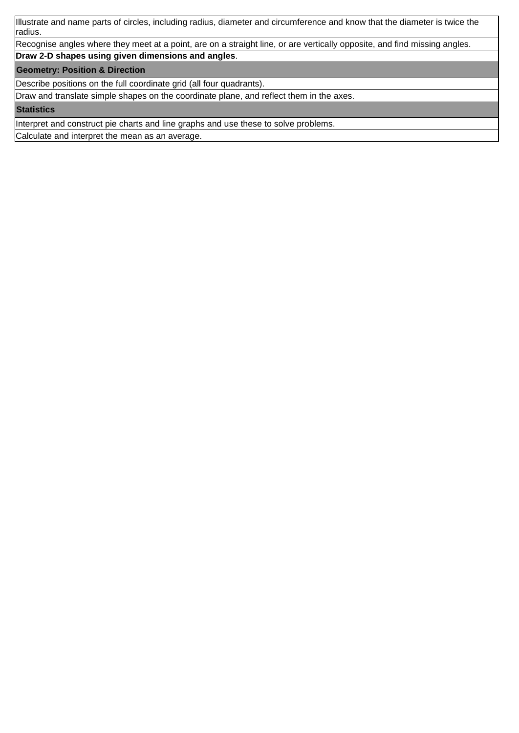| |
|---|
| Illustrate and name parts of circles, including radius, diameter and circumference and know that the diameter is twice the radius. |
| Recognise angles where they meet at a point, are on a straight line, or are vertically opposite, and find missing angles. |
| **Draw 2-D shapes using given dimensions and angles**. |
| **Geometry: Position & Direction** |
| Describe positions on the full coordinate grid (all four quadrants). |
| Draw and translate simple shapes on the coordinate plane, and reflect them in the axes. |
| **Statistics** |
| Interpret and construct pie charts and line graphs and use these to solve problems. |
| Calculate and interpret the mean as an average. |